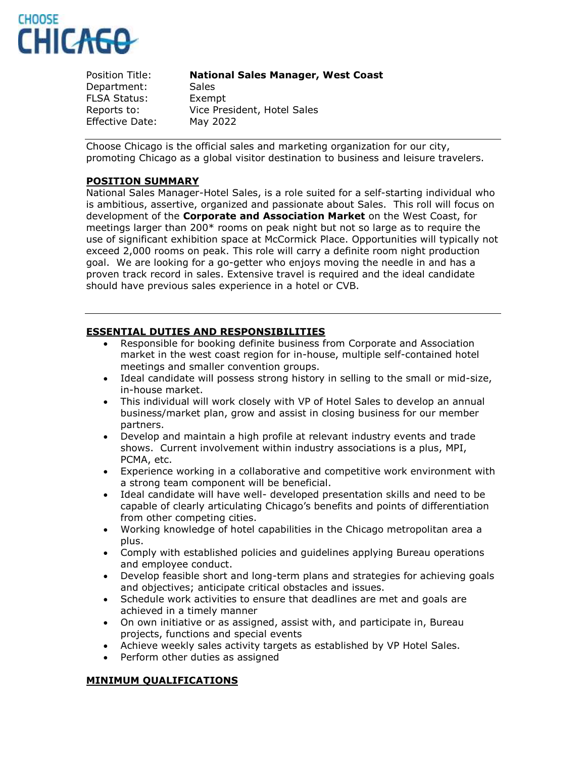CHOOSE CHICAGO

| | |
|---|---|
| Position Title: | **National Sales Manager, West Coast** |
| Department: | Sales |
| FLSA Status: | Exempt |
| Reports to: | Vice President, Hotel Sales |
| Effective Date: | May 2022 |

Choose Chicago is the official sales and marketing organization for our city, promoting Chicago as a global visitor destination to business and leisure travelers.

## POSITION SUMMARY

National Sales Manager-Hotel Sales, is a role suited for a self-starting individual who is ambitious, assertive, organized and passionate about Sales. This roll will focus on development of the **Corporate and Association Market** on the West Coast, for meetings larger than 200* rooms on peak night but not so large as to require the use of significant exhibition space at McCormick Place. Opportunities will typically not exceed 2,000 rooms on peak. This role will carry a definite room night production goal. We are looking for a go-getter who enjoys moving the needle in and has a proven track record in sales. Extensive travel is required and the ideal candidate should have previous sales experience in a hotel or CVB.

## ESSENTIAL DUTIES AND RESPONSIBILITIES

- Responsible for booking definite business from Corporate and Association market in the west coast region for in-house, multiple self-contained hotel meetings and smaller convention groups.
- Ideal candidate will possess strong history in selling to the small or mid-size, in-house market.
- This individual will work closely with VP of Hotel Sales to develop an annual business/market plan, grow and assist in closing business for our member partners.
- Develop and maintain a high profile at relevant industry events and trade shows. Current involvement within industry associations is a plus, MPI, PCMA, etc.
- Experience working in a collaborative and competitive work environment with a strong team component will be beneficial.
- Ideal candidate will have well- developed presentation skills and need to be capable of clearly articulating Chicago's benefits and points of differentiation from other competing cities.
- Working knowledge of hotel capabilities in the Chicago metropolitan area a plus.
- Comply with established policies and guidelines applying Bureau operations and employee conduct.
- Develop feasible short and long-term plans and strategies for achieving goals and objectives; anticipate critical obstacles and issues.
- Schedule work activities to ensure that deadlines are met and goals are achieved in a timely manner
- On own initiative or as assigned, assist with, and participate in, Bureau projects, functions and special events
- Achieve weekly sales activity targets as established by VP Hotel Sales.
- Perform other duties as assigned

## MINIMUM QUALIFICATIONS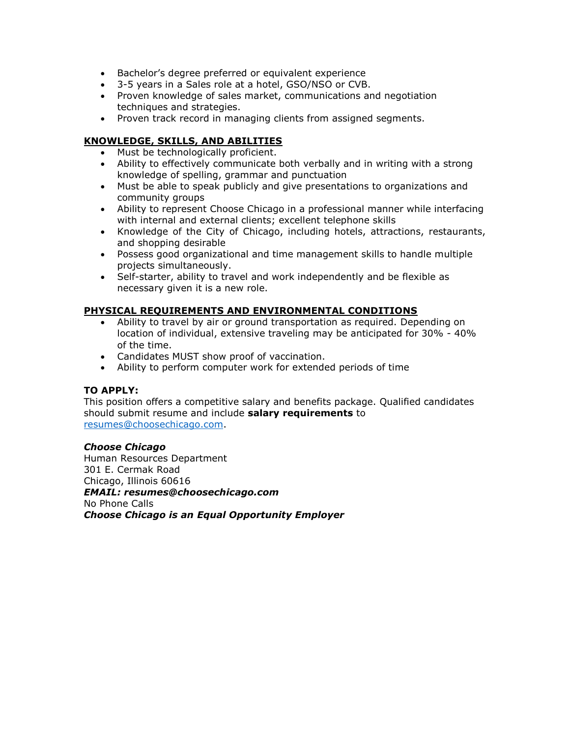- Bachelor's degree preferred or equivalent experience
- 3-5 years in a Sales role at a hotel, GSO/NSO or CVB.
- Proven knowledge of sales market, communications and negotiation techniques and strategies.
- Proven track record in managing clients from assigned segments.

## KNOWLEDGE, SKILLS, AND ABILITIES

- Must be technologically proficient.
- Ability to effectively communicate both verbally and in writing with a strong knowledge of spelling, grammar and punctuation
- Must be able to speak publicly and give presentations to organizations and community groups
- Ability to represent Choose Chicago in a professional manner while interfacing with internal and external clients; excellent telephone skills
- Knowledge of the City of Chicago, including hotels, attractions, restaurants, and shopping desirable
- Possess good organizational and time management skills to handle multiple projects simultaneously.
- Self-starter, ability to travel and work independently and be flexible as necessary given it is a new role.

## PHYSICAL REQUIREMENTS AND ENVIRONMENTAL CONDITIONS

- Ability to travel by air or ground transportation as required. Depending on location of individual, extensive traveling may be anticipated for 30% - 40% of the time.
- Candidates MUST show proof of vaccination.
- Ability to perform computer work for extended periods of time

**TO APPLY:**

This position offers a competitive salary and benefits package. Qualified candidates should submit resume and include **salary requirements** to resumes@choosechicago.com.

***Choose Chicago***
Human Resources Department
301 E. Cermak Road
Chicago, Illinois 60616
***EMAIL: resumes@choosechicago.com***
No Phone Calls
***Choose Chicago is an Equal Opportunity Employer***